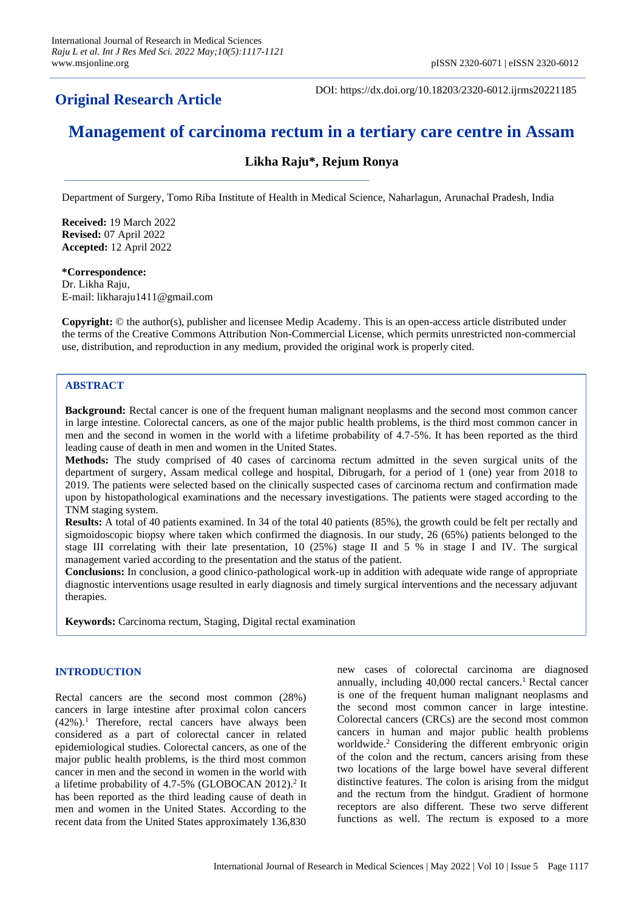## Original Research Article

DOI: https://dx.doi.org/10.18203/2320-6012.ijrms20221185

# Management of carcinoma rectum in a tertiary care centre in Assam

**Likha Raju*, Rejum Ronya**

Department of Surgery, Tomo Riba Institute of Health in Medical Science, Naharlagun, Arunachal Pradesh, India

**Received:** 19 March 2022
**Revised:** 07 April 2022
**Accepted:** 12 April 2022

***Correspondence:**
Dr. Likha Raju,
E-mail: likharaju1411@gmail.com

**Copyright:** © the author(s), publisher and licensee Medip Academy. This is an open-access article distributed under the terms of the Creative Commons Attribution Non-Commercial License, which permits unrestricted non-commercial use, distribution, and reproduction in any medium, provided the original work is properly cited.

## ABSTRACT

**Background:** Rectal cancer is one of the frequent human malignant neoplasms and the second most common cancer in large intestine. Colorectal cancers, as one of the major public health problems, is the third most common cancer in men and the second in women in the world with a lifetime probability of 4.7-5%. It has been reported as the third leading cause of death in men and women in the United States.

**Methods:** The study comprised of 40 cases of carcinoma rectum admitted in the seven surgical units of the department of surgery, Assam medical college and hospital, Dibrugarh, for a period of 1 (one) year from 2018 to 2019. The patients were selected based on the clinically suspected cases of carcinoma rectum and confirmation made upon by histopathological examinations and the necessary investigations. The patients were staged according to the TNM staging system.

**Results:** A total of 40 patients examined. In 34 of the total 40 patients (85%), the growth could be felt per rectally and sigmoidoscopic biopsy where taken which confirmed the diagnosis. In our study, 26 (65%) patients belonged to the stage III correlating with their late presentation, 10 (25%) stage II and 5 % in stage I and IV. The surgical management varied according to the presentation and the status of the patient.

**Conclusions:** In conclusion, a good clinico-pathological work-up in addition with adequate wide range of appropriate diagnostic interventions usage resulted in early diagnosis and timely surgical interventions and the necessary adjuvant therapies.

**Keywords:** Carcinoma rectum, Staging, Digital rectal examination

## INTRODUCTION

Rectal cancers are the second most common (28%) cancers in large intestine after proximal colon cancers (42%).[1] Therefore, rectal cancers have always been considered as a part of colorectal cancer in related epidemiological studies. Colorectal cancers, as one of the major public health problems, is the third most common cancer in men and the second in women in the world with a lifetime probability of 4.7-5% (GLOBOCAN 2012).[2] It has been reported as the third leading cause of death in men and women in the United States. According to the recent data from the United States approximately 136,830 new cases of colorectal carcinoma are diagnosed annually, including 40,000 rectal cancers.[1] Rectal cancer is one of the frequent human malignant neoplasms and the second most common cancer in large intestine. Colorectal cancers (CRCs) are the second most common cancers in human and major public health problems worldwide.[2] Considering the different embryonic origin of the colon and the rectum, cancers arising from these two locations of the large bowel have several different distinctive features. The colon is arising from the midgut and the rectum from the hindgut. Gradient of hormone receptors are also different. These two serve different functions as well. The rectum is exposed to a more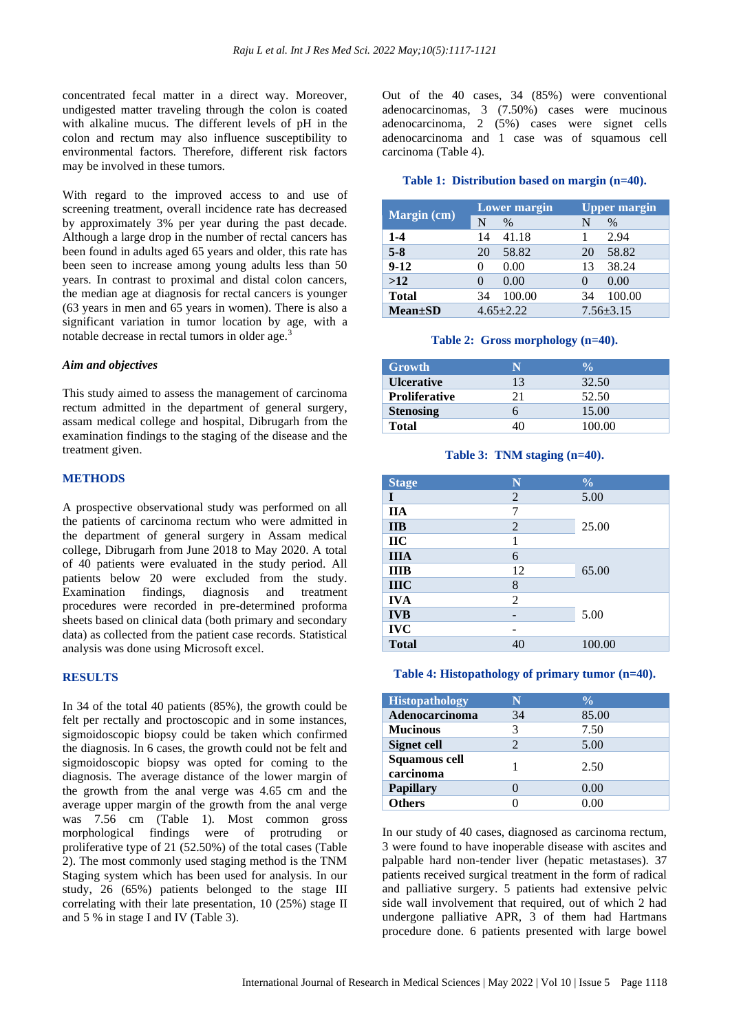concentrated fecal matter in a direct way. Moreover, undigested matter traveling through the colon is coated with alkaline mucus. The different levels of pH in the colon and rectum may also influence susceptibility to environmental factors. Therefore, different risk factors may be involved in these tumors.

With regard to the improved access to and use of screening treatment, overall incidence rate has decreased by approximately 3% per year during the past decade. Although a large drop in the number of rectal cancers has been found in adults aged 65 years and older, this rate has been seen to increase among young adults less than 50 years. In contrast to proximal and distal colon cancers, the median age at diagnosis for rectal cancers is younger (63 years in men and 65 years in women). There is also a significant variation in tumor location by age, with a notable decrease in rectal tumors in older age.[3]

### *Aim and objectives*

This study aimed to assess the management of carcinoma rectum admitted in the department of general surgery, assam medical college and hospital, Dibrugarh from the examination findings to the staging of the disease and the treatment given.

## METHODS

A prospective observational study was performed on all the patients of carcinoma rectum who were admitted in the department of general surgery in Assam medical college, Dibrugarh from June 2018 to May 2020. A total of 40 patients were evaluated in the study period. All patients below 20 were excluded from the study. Examination findings, diagnosis and treatment procedures were recorded in pre-determined proforma sheets based on clinical data (both primary and secondary data) as collected from the patient case records. Statistical analysis was done using Microsoft excel.

## RESULTS

In 34 of the total 40 patients (85%), the growth could be felt per rectally and proctoscopic and in some instances, sigmoidoscopic biopsy could be taken which confirmed the diagnosis. In 6 cases, the growth could not be felt and sigmoidoscopic biopsy was opted for coming to the diagnosis. The average distance of the lower margin of the growth from the anal verge was 4.65 cm and the average upper margin of the growth from the anal verge was 7.56 cm (Table 1). Most common gross morphological findings were of protruding or proliferative type of 21 (52.50%) of the total cases (Table 2). The most commonly used staging method is the TNM Staging system which has been used for analysis. In our study, 26 (65%) patients belonged to the stage III correlating with their late presentation, 10 (25%) stage II and 5 % in stage I and IV (Table 3).

Out of the 40 cases, 34 (85%) were conventional adenocarcinomas, 3 (7.50%) cases were mucinous adenocarcinoma, 2 (5%) cases were signet cells adenocarcinoma and 1 case was of squamous cell carcinoma (Table 4).

**Table 1: Distribution based on margin (n=40).**

| Margin (cm) | Lower margin | | Upper margin | |
|---|---|---|---|---|
| | N | % | N | % |
| **1-4** | 14 | 41.18 | 1 | 2.94 |
| **5-8** | 20 | 58.82 | 20 | 58.82 |
| **9-12** | 0 | 0.00 | 13 | 38.24 |
| **>12** | 0 | 0.00 | 0 | 0.00 |
| **Total** | 34 | 100.00 | 34 | 100.00 |
| **Mean±SD** | 4.65±2.22 | | 7.56±3.15 | |

**Table 2: Gross morphology (n=40).**

| Growth | N | % |
|---|---|---|
| **Ulcerative** | 13 | 32.50 |
| **Proliferative** | 21 | 52.50 |
| **Stenosing** | 6 | 15.00 |
| **Total** | 40 | 100.00 |

**Table 3: TNM staging (n=40).**

| Stage | N | % |
|---|---|---|
| **I** | 2 | 5.00 |
| **IIA** | 7 | 25.00 |
| **IIB** | 2 | |
| **IIC** | 1 | |
| **IIIA** | 6 | 65.00 |
| **IIIB** | 12 | |
| **IIIC** | 8 | |
| **IVA** | 2 | 5.00 |
| **IVB** | - | |
| **IVC** | - | |
| **Total** | 40 | 100.00 |

**Table 4: Histopathology of primary tumor (n=40).**

| Histopathology | N | % |
|---|---|---|
| **Adenocarcinoma** | 34 | 85.00 |
| **Mucinous** | 3 | 7.50 |
| **Signet cell** | 2 | 5.00 |
| **Squamous cell carcinoma** | 1 | 2.50 |
| **Papillary** | 0 | 0.00 |
| **Others** | 0 | 0.00 |

In our study of 40 cases, diagnosed as carcinoma rectum, 3 were found to have inoperable disease with ascites and palpable hard non-tender liver (hepatic metastases). 37 patients received surgical treatment in the form of radical and palliative surgery. 5 patients had extensive pelvic side wall involvement that required, out of which 2 had undergone palliative APR, 3 of them had Hartmans procedure done. 6 patients presented with large bowel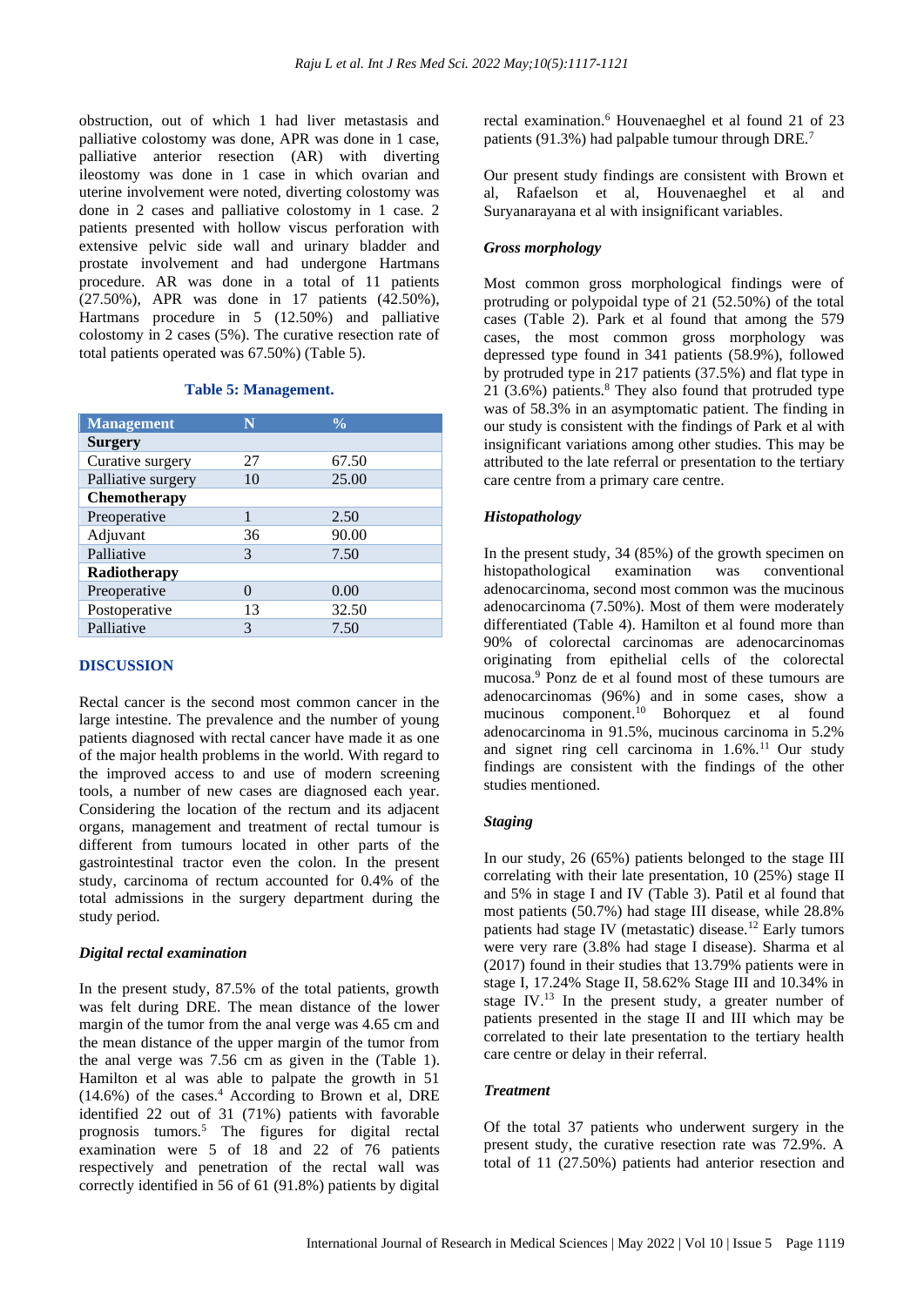obstruction, out of which 1 had liver metastasis and palliative colostomy was done, APR was done in 1 case, palliative anterior resection (AR) with diverting ileostomy was done in 1 case in which ovarian and uterine involvement were noted, diverting colostomy was done in 2 cases and palliative colostomy in 1 case. 2 patients presented with hollow viscus perforation with extensive pelvic side wall and urinary bladder and prostate involvement and had undergone Hartmans procedure. AR was done in a total of 11 patients (27.50%), APR was done in 17 patients (42.50%), Hartmans procedure in 5 (12.50%) and palliative colostomy in 2 cases (5%). The curative resection rate of total patients operated was 67.50%) (Table 5).

**Table 5: Management.**

| Management | N | % |
|---|---|---|
| **Surgery** | | |
| Curative surgery | 27 | 67.50 |
| Palliative surgery | 10 | 25.00 |
| **Chemotherapy** | | |
| Preoperative | 1 | 2.50 |
| Adjuvant | 36 | 90.00 |
| Palliative | 3 | 7.50 |
| **Radiotherapy** | | |
| Preoperative | 0 | 0.00 |
| Postoperative | 13 | 32.50 |
| Palliative | 3 | 7.50 |

## DISCUSSION

Rectal cancer is the second most common cancer in the large intestine. The prevalence and the number of young patients diagnosed with rectal cancer have made it as one of the major health problems in the world. With regard to the improved access to and use of modern screening tools, a number of new cases are diagnosed each year. Considering the location of the rectum and its adjacent organs, management and treatment of rectal tumour is different from tumours located in other parts of the gastrointestinal tractor even the colon. In the present study, carcinoma of rectum accounted for 0.4% of the total admissions in the surgery department during the study period.

### *Digital rectal examination*

In the present study, 87.5% of the total patients, growth was felt during DRE. The mean distance of the lower margin of the tumor from the anal verge was 4.65 cm and the mean distance of the upper margin of the tumor from the anal verge was 7.56 cm as given in the (Table 1). Hamilton et al was able to palpate the growth in 51 (14.6%) of the cases.[4] According to Brown et al, DRE identified 22 out of 31 (71%) patients with favorable prognosis tumors.[5] The figures for digital rectal examination were 5 of 18 and 22 of 76 patients respectively and penetration of the rectal wall was correctly identified in 56 of 61 (91.8%) patients by digital rectal examination.[6] Houvenaeghel et al found 21 of 23 patients (91.3%) had palpable tumour through DRE.[7]

Our present study findings are consistent with Brown et al, Rafaelson et al, Houvenaeghel et al and Suryanarayana et al with insignificant variables.

### *Gross morphology*

Most common gross morphological findings were of protruding or polypoidal type of 21 (52.50%) of the total cases (Table 2). Park et al found that among the 579 cases, the most common gross morphology was depressed type found in 341 patients (58.9%), followed by protruded type in 217 patients (37.5%) and flat type in 21 (3.6%) patients.[8] They also found that protruded type was of 58.3% in an asymptomatic patient. The finding in our study is consistent with the findings of Park et al with insignificant variations among other studies. This may be attributed to the late referral or presentation to the tertiary care centre from a primary care centre.

### *Histopathology*

In the present study, 34 (85%) of the growth specimen on histopathological examination was conventional adenocarcinoma, second most common was the mucinous adenocarcinoma (7.50%). Most of them were moderately differentiated (Table 4). Hamilton et al found more than 90% of colorectal carcinomas are adenocarcinomas originating from epithelial cells of the colorectal mucosa.[9] Ponz de et al found most of these tumours are adenocarcinomas (96%) and in some cases, show a mucinous component.[10] Bohorquez et al found adenocarcinoma in 91.5%, mucinous carcinoma in 5.2% and signet ring cell carcinoma in 1.6%.[11] Our study findings are consistent with the findings of the other studies mentioned.

### *Staging*

In our study, 26 (65%) patients belonged to the stage III correlating with their late presentation, 10 (25%) stage II and 5% in stage I and IV (Table 3). Patil et al found that most patients (50.7%) had stage III disease, while 28.8% patients had stage IV (metastatic) disease.[12] Early tumors were very rare (3.8% had stage I disease). Sharma et al (2017) found in their studies that 13.79% patients were in stage I, 17.24% Stage II, 58.62% Stage III and 10.34% in stage IV.[13] In the present study, a greater number of patients presented in the stage II and III which may be correlated to their late presentation to the tertiary health care centre or delay in their referral.

### *Treatment*

Of the total 37 patients who underwent surgery in the present study, the curative resection rate was 72.9%. A total of 11 (27.50%) patients had anterior resection and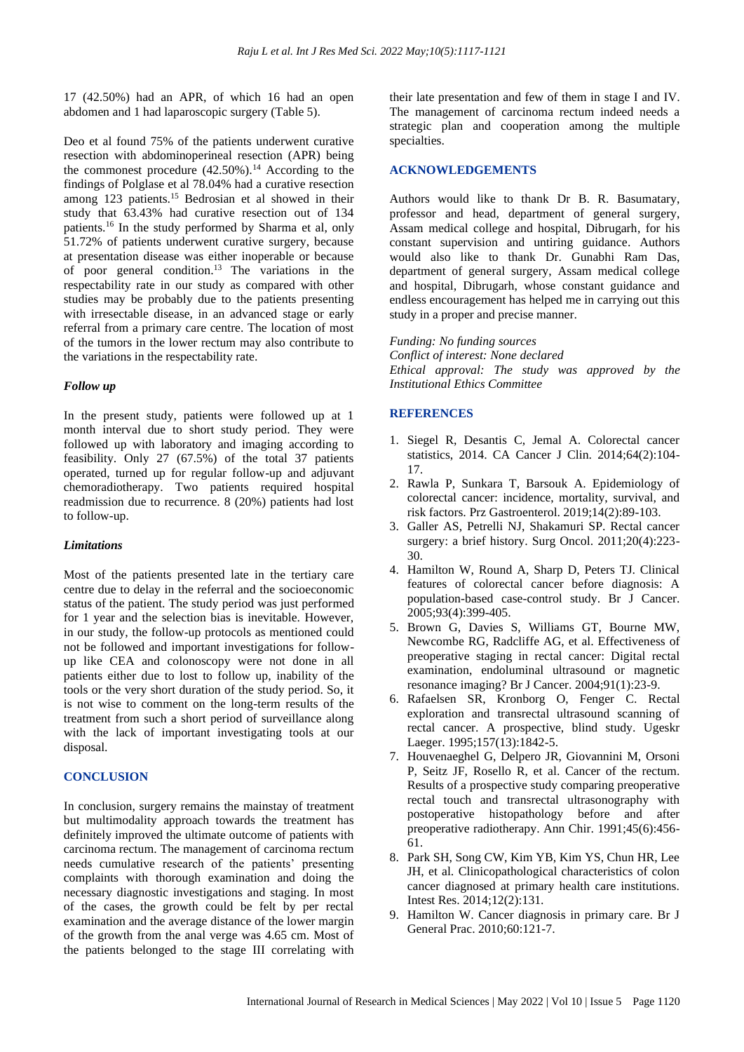17 (42.50%) had an APR, of which 16 had an open abdomen and 1 had laparoscopic surgery (Table 5).

Deo et al found 75% of the patients underwent curative resection with abdominoperineal resection (APR) being the commonest procedure (42.50%).[14] According to the findings of Polglase et al 78.04% had a curative resection among 123 patients.[15] Bedrosian et al showed in their study that 63.43% had curative resection out of 134 patients.[16] In the study performed by Sharma et al, only 51.72% of patients underwent curative surgery, because at presentation disease was either inoperable or because of poor general condition.[13] The variations in the respectability rate in our study as compared with other studies may be probably due to the patients presenting with irresectable disease, in an advanced stage or early referral from a primary care centre. The location of most of the tumors in the lower rectum may also contribute to the variations in the respectability rate.

### *Follow up*

In the present study, patients were followed up at 1 month interval due to short study period. They were followed up with laboratory and imaging according to feasibility. Only 27 (67.5%) of the total 37 patients operated, turned up for regular follow-up and adjuvant chemoradiotherapy. Two patients required hospital readmission due to recurrence. 8 (20%) patients had lost to follow-up.

### *Limitations*

Most of the patients presented late in the tertiary care centre due to delay in the referral and the socioeconomic status of the patient. The study period was just performed for 1 year and the selection bias is inevitable. However, in our study, the follow-up protocols as mentioned could not be followed and important investigations for follow-up like CEA and colonoscopy were not done in all patients either due to lost to follow up, inability of the tools or the very short duration of the study period. So, it is not wise to comment on the long-term results of the treatment from such a short period of surveillance along with the lack of important investigating tools at our disposal.

## CONCLUSION

In conclusion, surgery remains the mainstay of treatment but multimodality approach towards the treatment has definitely improved the ultimate outcome of patients with carcinoma rectum. The management of carcinoma rectum needs cumulative research of the patients' presenting complaints with thorough examination and doing the necessary diagnostic investigations and staging. In most of the cases, the growth could be felt by per rectal examination and the average distance of the lower margin of the growth from the anal verge was 4.65 cm. Most of the patients belonged to the stage III correlating with their late presentation and few of them in stage I and IV. The management of carcinoma rectum indeed needs a strategic plan and cooperation among the multiple specialties.

## ACKNOWLEDGEMENTS

Authors would like to thank Dr B. R. Basumatary, professor and head, department of general surgery, Assam medical college and hospital, Dibrugarh, for his constant supervision and untiring guidance. Authors would also like to thank Dr. Gunabhi Ram Das, department of general surgery, Assam medical college and hospital, Dibrugarh, whose constant guidance and endless encouragement has helped me in carrying out this study in a proper and precise manner.

*Funding: No funding sources*
*Conflict of interest: None declared*
*Ethical approval: The study was approved by the Institutional Ethics Committee*

## REFERENCES

1. Siegel R, Desantis C, Jemal A. Colorectal cancer statistics, 2014. CA Cancer J Clin. 2014;64(2):104-17.
2. Rawla P, Sunkara T, Barsouk A. Epidemiology of colorectal cancer: incidence, mortality, survival, and risk factors. Prz Gastroenterol. 2019;14(2):89-103.
3. Galler AS, Petrelli NJ, Shakamuri SP. Rectal cancer surgery: a brief history. Surg Oncol. 2011;20(4):223-30.
4. Hamilton W, Round A, Sharp D, Peters TJ. Clinical features of colorectal cancer before diagnosis: A population-based case-control study. Br J Cancer. 2005;93(4):399-405.
5. Brown G, Davies S, Williams GT, Bourne MW, Newcombe RG, Radcliffe AG, et al. Effectiveness of preoperative staging in rectal cancer: Digital rectal examination, endoluminal ultrasound or magnetic resonance imaging? Br J Cancer. 2004;91(1):23-9.
6. Rafaelsen SR, Kronborg O, Fenger C. Rectal exploration and transrectal ultrasound scanning of rectal cancer. A prospective, blind study. Ugeskr Laeger. 1995;157(13):1842-5.
7. Houvenaeghel G, Delpero JR, Giovannini M, Orsoni P, Seitz JF, Rosello R, et al. Cancer of the rectum. Results of a prospective study comparing preoperative rectal touch and transrectal ultrasonography with postoperative histopathology before and after preoperative radiotherapy. Ann Chir. 1991;45(6):456-61.
8. Park SH, Song CW, Kim YB, Kim YS, Chun HR, Lee JH, et al. Clinicopathological characteristics of colon cancer diagnosed at primary health care institutions. Intest Res. 2014;12(2):131.
9. Hamilton W. Cancer diagnosis in primary care. Br J General Prac. 2010;60:121-7.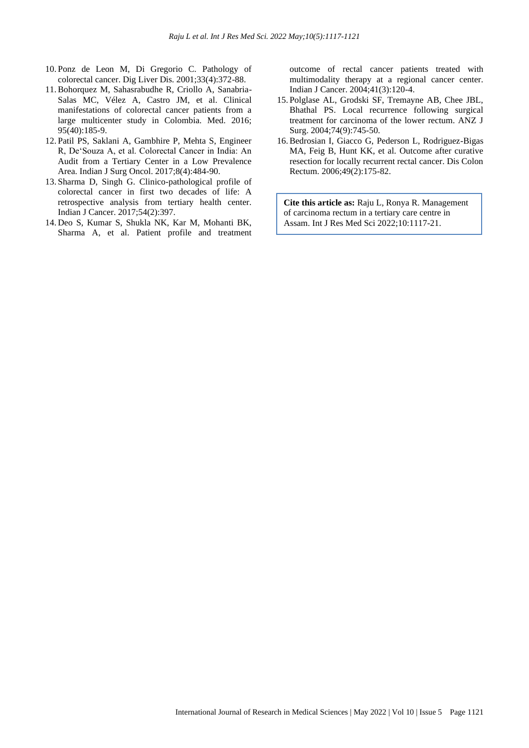10. Ponz de Leon M, Di Gregorio C. Pathology of colorectal cancer. Dig Liver Dis. 2001;33(4):372-88.
11. Bohorquez M, Sahasrabudhe R, Criollo A, Sanabria-Salas MC, Vélez A, Castro JM, et al. Clinical manifestations of colorectal cancer patients from a large multicenter study in Colombia. Med. 2016; 95(40):185-9.
12. Patil PS, Saklani A, Gambhire P, Mehta S, Engineer R, De'Souza A, et al. Colorectal Cancer in India: An Audit from a Tertiary Center in a Low Prevalence Area. Indian J Surg Oncol. 2017;8(4):484-90.
13. Sharma D, Singh G. Clinico-pathological profile of colorectal cancer in first two decades of life: A retrospective analysis from tertiary health center. Indian J Cancer. 2017;54(2):397.
14. Deo S, Kumar S, Shukla NK, Kar M, Mohanti BK, Sharma A, et al. Patient profile and treatment outcome of rectal cancer patients treated with multimodality therapy at a regional cancer center. Indian J Cancer. 2004;41(3):120-4.
15. Polglase AL, Grodski SF, Tremayne AB, Chee JBL, Bhathal PS. Local recurrence following surgical treatment for carcinoma of the lower rectum. ANZ J Surg. 2004;74(9):745-50.
16. Bedrosian I, Giacco G, Pederson L, Rodriguez-Bigas MA, Feig B, Hunt KK, et al. Outcome after curative resection for locally recurrent rectal cancer. Dis Colon Rectum. 2006;49(2):175-82.

**Cite this article as:** Raju L, Ronya R. Management of carcinoma rectum in a tertiary care centre in Assam. Int J Res Med Sci 2022;10:1117-21.